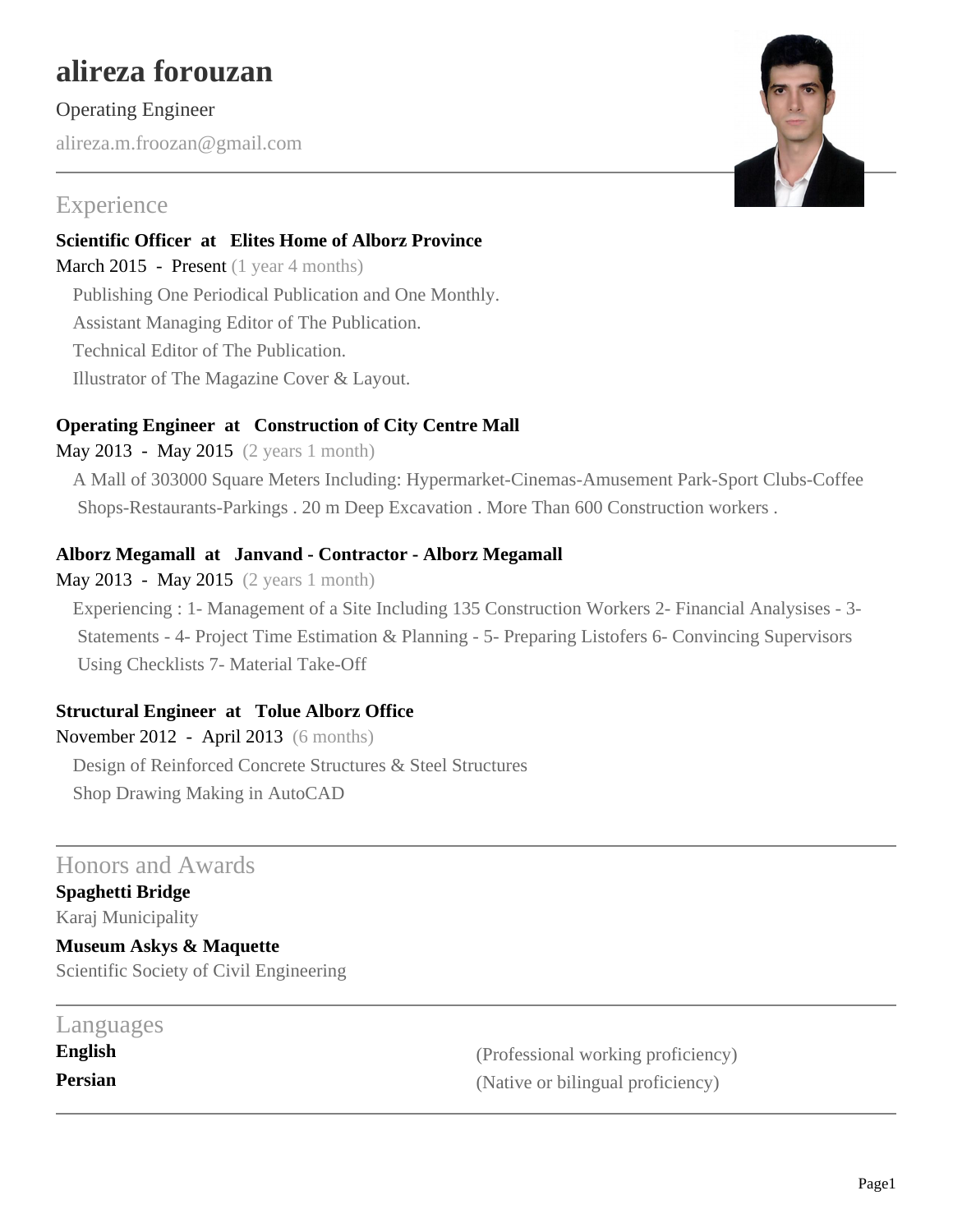# alireza forouzan

Operating Engineer

alireza.m.froozan@gmail.com

## Experience

**Scientific Officer at Elites Home of Alborz Province**

March 2015 - Present (1 year 4 months)

Publishing One Periodical Publication and One Monthly.
Assistant Managing Editor of The Publication.
Technical Editor of The Publication.
Illustrator of The Magazine Cover & Layout.

**Operating Engineer at Construction of City Centre Mall**

May 2013 - May 2015 (2 years 1 month)

A Mall of 303000 Square Meters Including: Hypermarket-Cinemas-Amusement Park-Sport Clubs-Coffee Shops-Restaurants-Parkings . 20 m Deep Excavation . More Than 600 Construction workers .

**Alborz Megamall at Janvand - Contractor - Alborz Megamall**

May 2013 - May 2015 (2 years 1 month)

Experiencing : 1- Management of a Site Including 135 Construction Workers 2- Financial Analysises - 3- Statements - 4- Project Time Estimation & Planning - 5- Preparing Listofers 6- Convincing Supervisors Using Checklists 7- Material Take-Off

**Structural Engineer at Tolue Alborz Office**

November 2012 - April 2013 (6 months)

Design of Reinforced Concrete Structures & Steel Structures
Shop Drawing Making in AutoCAD

## Honors and Awards

**Spaghetti Bridge**
Karaj Municipality

**Museum Askys & Maquette**
Scientific Society of Civil Engineering

## Languages

**English** (Professional working proficiency)

**Persian** (Native or bilingual proficiency)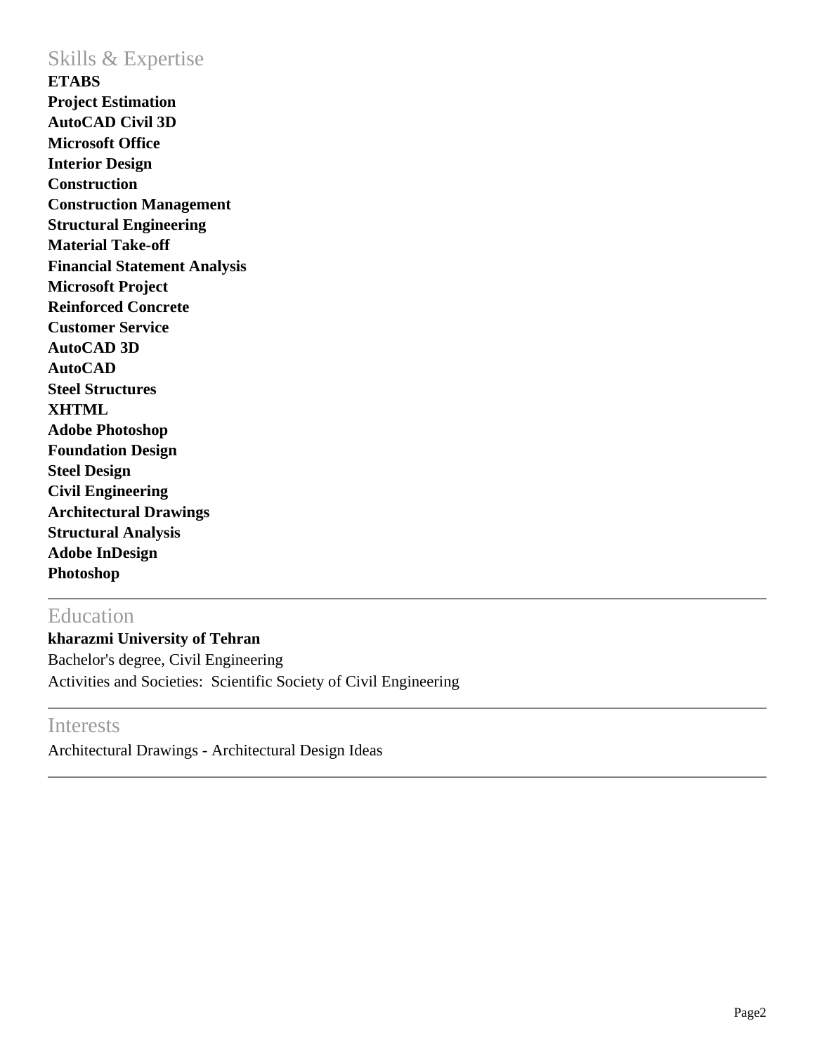## Skills & Expertise

**ETABS**
**Project Estimation**
**AutoCAD Civil 3D**
**Microsoft Office**
**Interior Design**
**Construction**
**Construction Management**
**Structural Engineering**
**Material Take-off**
**Financial Statement Analysis**
**Microsoft Project**
**Reinforced Concrete**
**Customer Service**
**AutoCAD 3D**
**AutoCAD**
**Steel Structures**
**XHTML**
**Adobe Photoshop**
**Foundation Design**
**Steel Design**
**Civil Engineering**
**Architectural Drawings**
**Structural Analysis**
**Adobe InDesign**
**Photoshop**

---

## Education

**kharazmi University of Tehran**
Bachelor's degree, Civil Engineering
Activities and Societies: Scientific Society of Civil Engineering

---

## Interests

Architectural Drawings - Architectural Design Ideas

---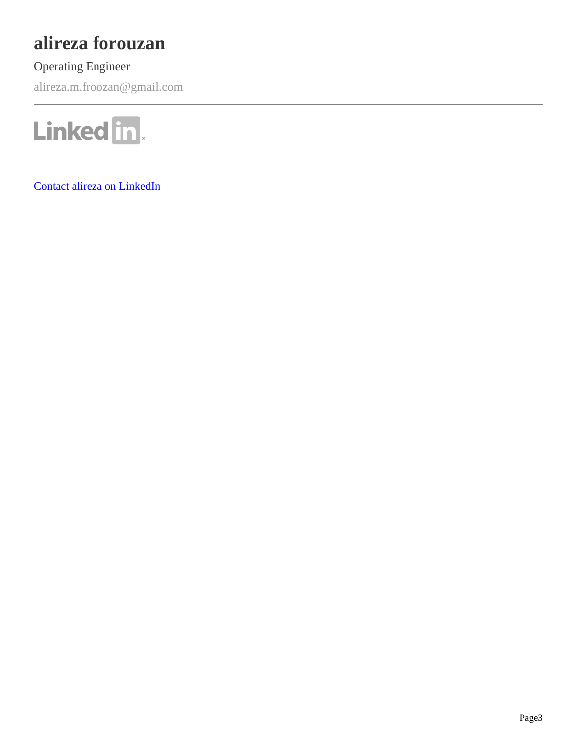# alireza forouzan

Operating Engineer

alireza.m.froozan@gmail.com

---

Linkedin

Contact alireza on LinkedIn